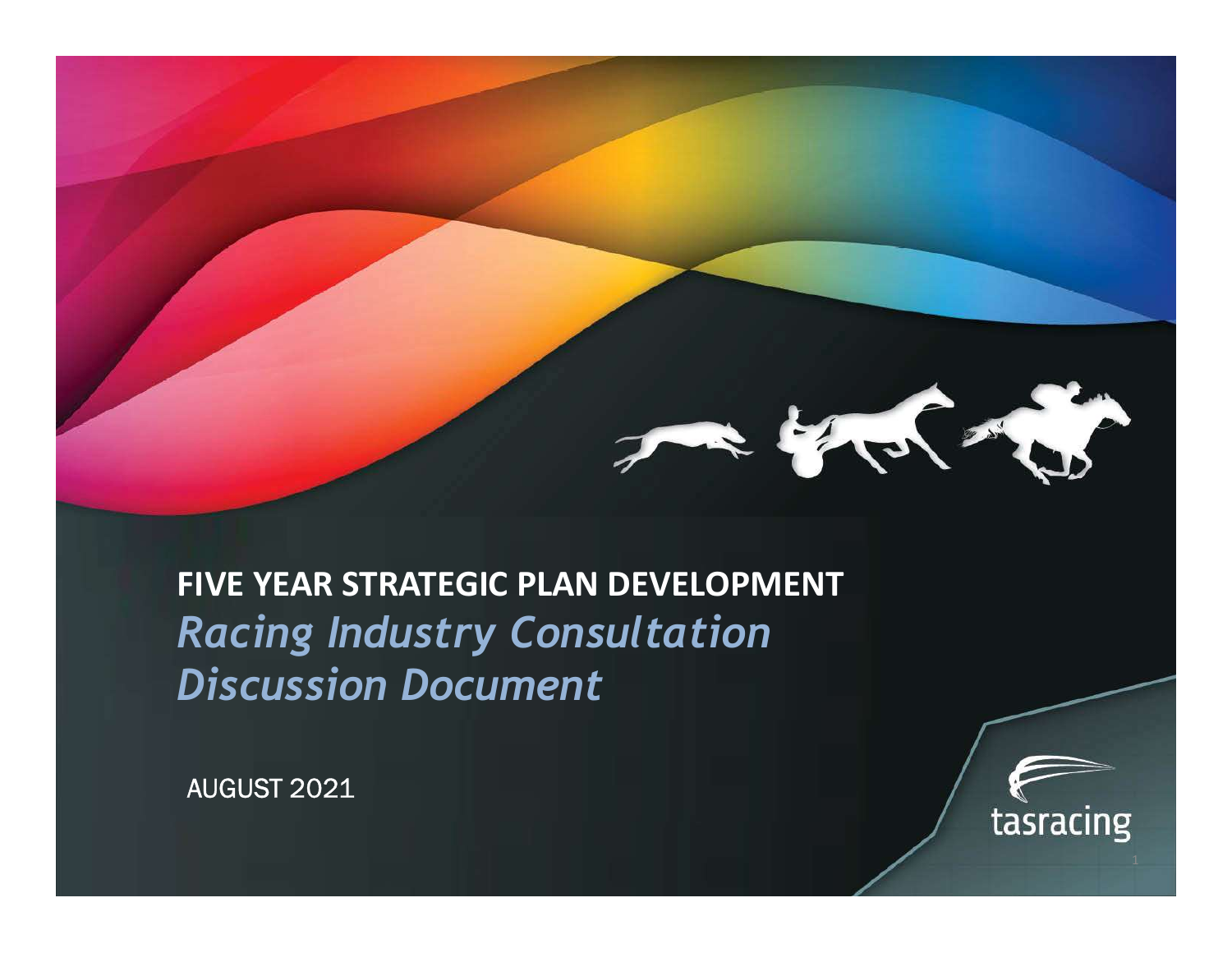# FIVE YEAR STRATEGIC PLAN DEVELOPMENT

## *Racing Industry Consultation Discussion Document*

AUGUST 2021

tasracing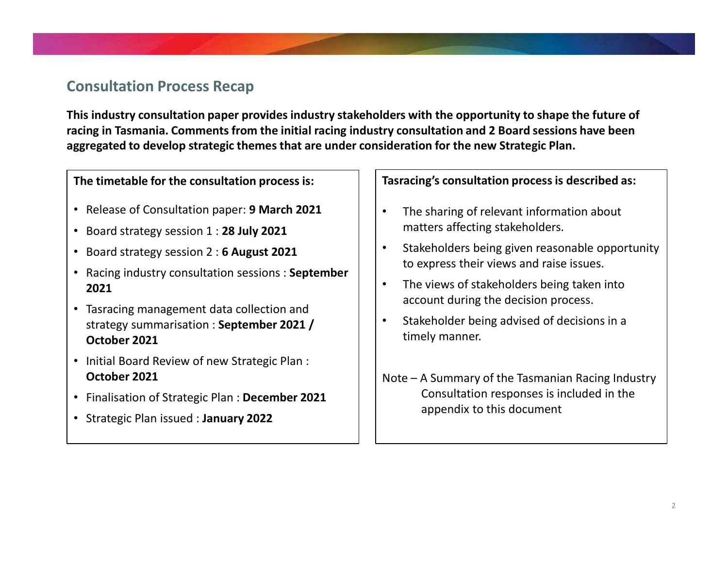## Consultation Process Recap

**This industry consultation paper provides industry stakeholders with the opportunity to shape the future of racing in Tasmania. Comments from the initial racing industry consultation and 2 Board sessions have been aggregated to develop strategic themes that are under consideration for the new Strategic Plan.**

**The timetable for the consultation process is:**

- Release of Consultation paper: **9 March 2021**
- Board strategy session 1 : **28 July 2021**
- Board strategy session 2 : **6 August 2021**
- Racing industry consultation sessions : **September 2021**
- Tasracing management data collection and strategy summarisation : **September 2021 / October 2021**
- Initial Board Review of new Strategic Plan : **October 2021**
- Finalisation of Strategic Plan : **December 2021**
- Strategic Plan issued : **January 2022**

**Tasracing's consultation process is described as:**

- The sharing of relevant information about matters affecting stakeholders.
- Stakeholders being given reasonable opportunity to express their views and raise issues.
- The views of stakeholders being taken into account during the decision process.
- Stakeholder being advised of decisions in a timely manner.

Note – A Summary of the Tasmanian Racing Industry Consultation responses is included in the appendix to this document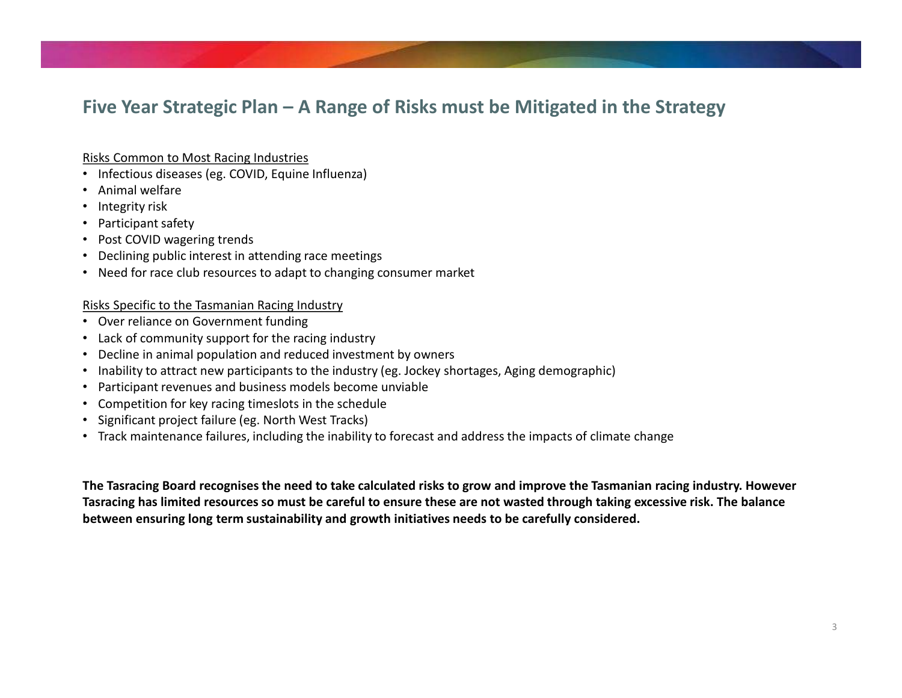## Five Year Strategic Plan – A Range of Risks must be Mitigated in the Strategy

Risks Common to Most Racing Industries

- Infectious diseases (eg. COVID, Equine Influenza)
- Animal welfare
- Integrity risk
- Participant safety
- Post COVID wagering trends
- Declining public interest in attending race meetings
- Need for race club resources to adapt to changing consumer market

Risks Specific to the Tasmanian Racing Industry

- Over reliance on Government funding
- Lack of community support for the racing industry
- Decline in animal population and reduced investment by owners
- Inability to attract new participants to the industry (eg. Jockey shortages, Aging demographic)
- Participant revenues and business models become unviable
- Competition for key racing timeslots in the schedule
- Significant project failure (eg. North West Tracks)
- Track maintenance failures, including the inability to forecast and address the impacts of climate change

**The Tasracing Board recognises the need to take calculated risks to grow and improve the Tasmanian racing industry. However Tasracing has limited resources so must be careful to ensure these are not wasted through taking excessive risk. The balance between ensuring long term sustainability and growth initiatives needs to be carefully considered.**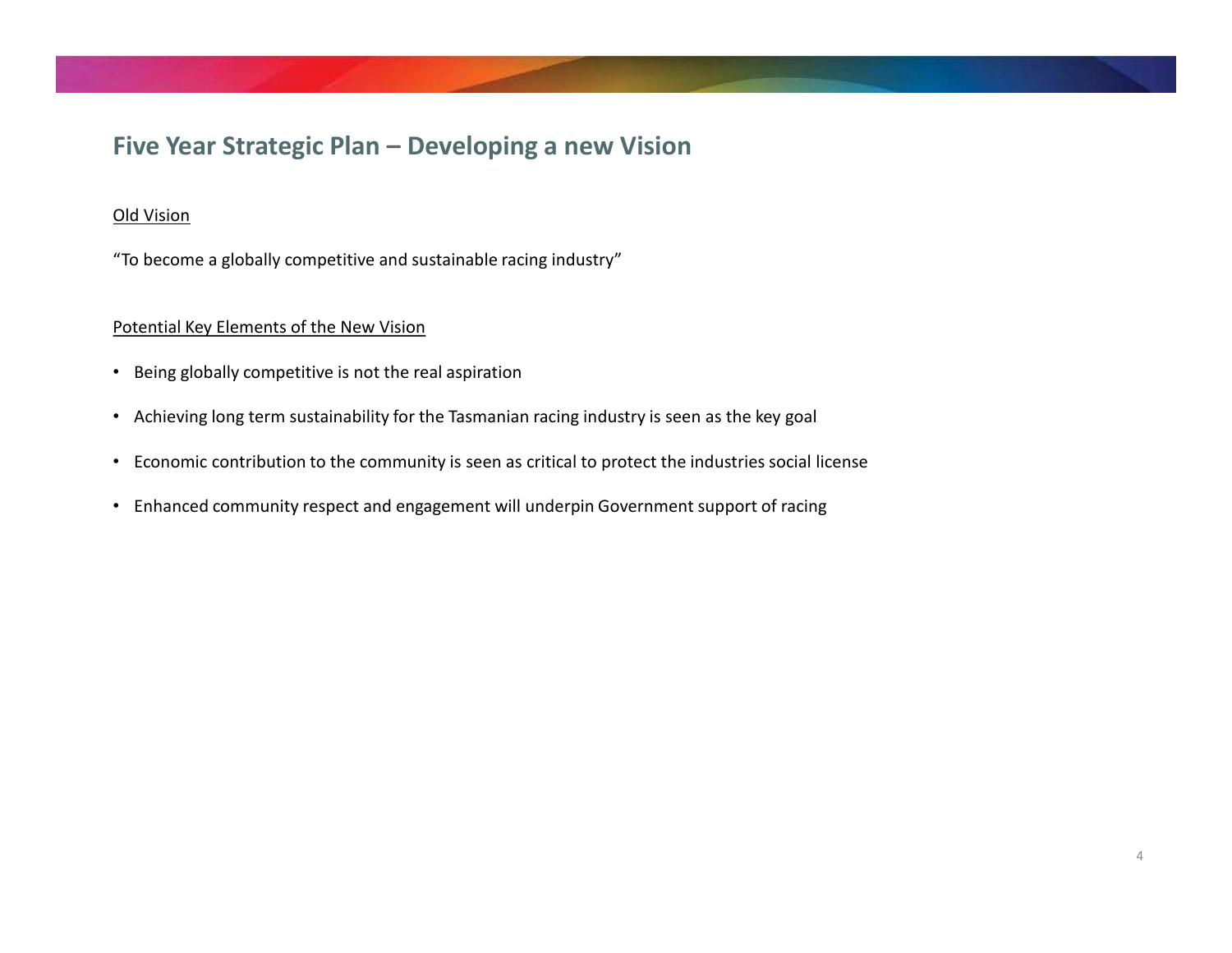## Five Year Strategic Plan – Developing a new Vision

Old Vision

"To become a globally competitive and sustainable racing industry"

Potential Key Elements of the New Vision

- Being globally competitive is not the real aspiration
- Achieving long term sustainability for the Tasmanian racing industry is seen as the key goal
- Economic contribution to the community is seen as critical to protect the industries social license
- Enhanced community respect and engagement will underpin Government support of racing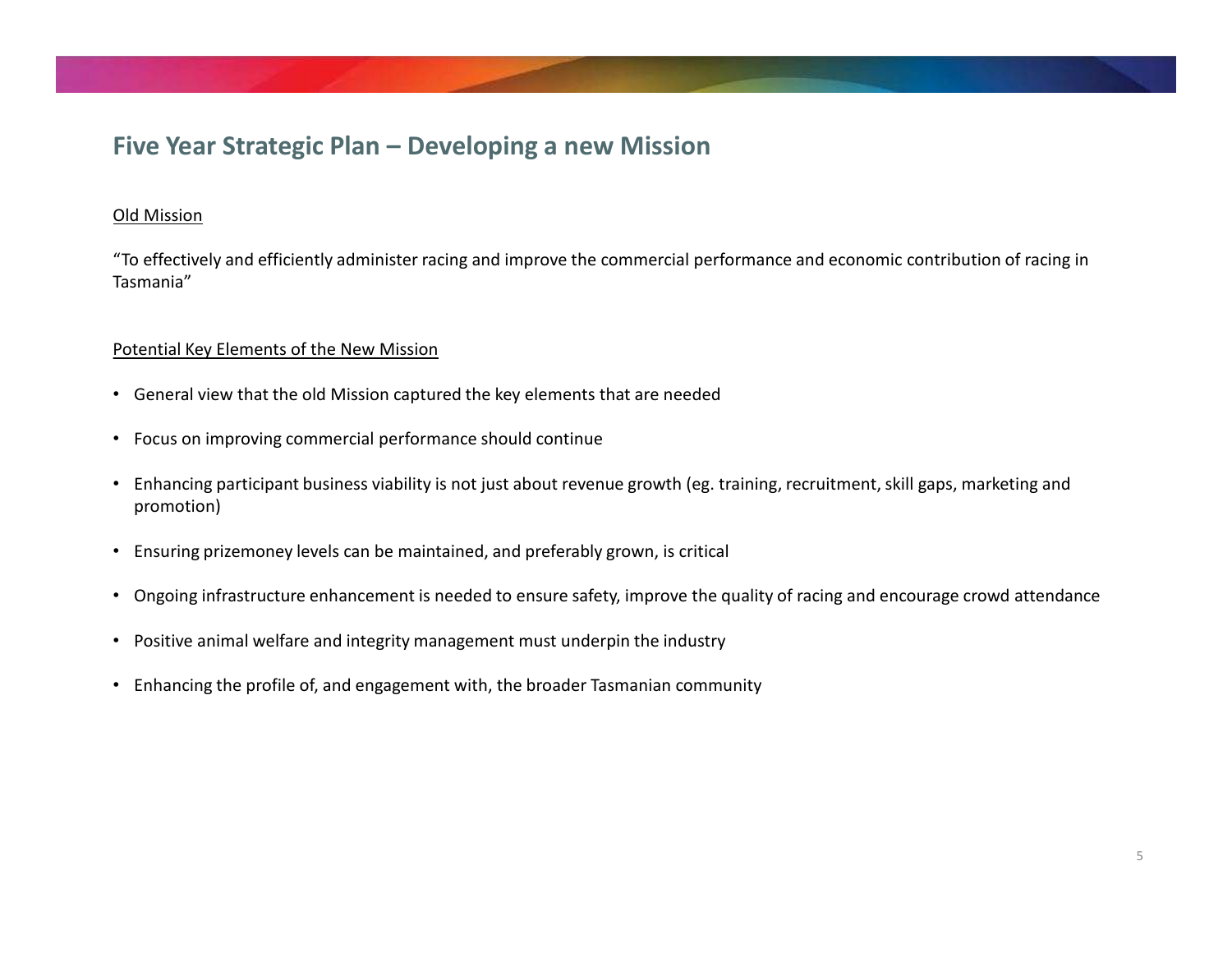## Five Year Strategic Plan – Developing a new Mission

Old Mission

"To effectively and efficiently administer racing and improve the commercial performance and economic contribution of racing in Tasmania"

Potential Key Elements of the New Mission

- General view that the old Mission captured the key elements that are needed
- Focus on improving commercial performance should continue
- Enhancing participant business viability is not just about revenue growth (eg. training, recruitment, skill gaps, marketing and promotion)
- Ensuring prizemoney levels can be maintained, and preferably grown, is critical
- Ongoing infrastructure enhancement is needed to ensure safety, improve the quality of racing and encourage crowd attendance
- Positive animal welfare and integrity management must underpin the industry
- Enhancing the profile of, and engagement with, the broader Tasmanian community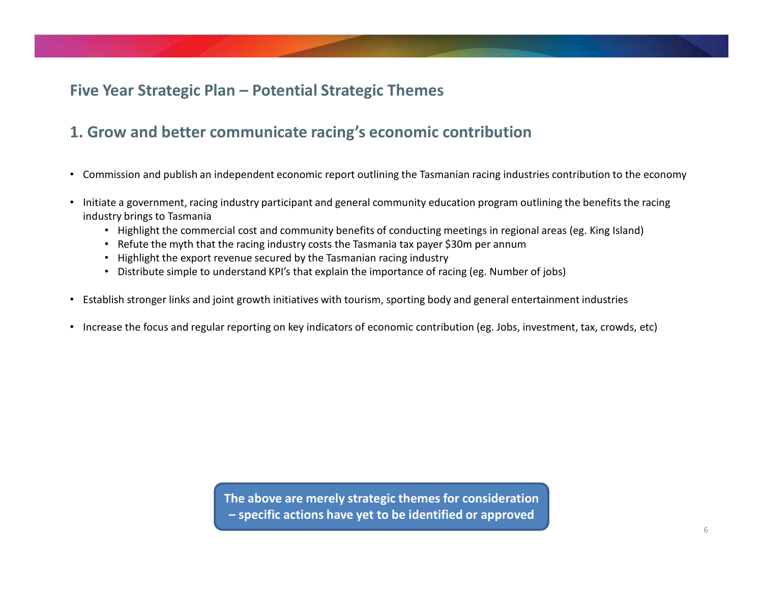## Five Year Strategic Plan – Potential Strategic Themes

### 1. Grow and better communicate racing's economic contribution

- Commission and publish an independent economic report outlining the Tasmanian racing industries contribution to the economy
- Initiate a government, racing industry participant and general community education program outlining the benefits the racing industry brings to Tasmania
  - Highlight the commercial cost and community benefits of conducting meetings in regional areas (eg. King Island)
  - Refute the myth that the racing industry costs the Tasmania tax payer $30m per annum
  - Highlight the export revenue secured by the Tasmanian racing industry
  - Distribute simple to understand KPI's that explain the importance of racing (eg. Number of jobs)
- Establish stronger links and joint growth initiatives with tourism, sporting body and general entertainment industries
- Increase the focus and regular reporting on key indicators of economic contribution (eg. Jobs, investment, tax, crowds, etc)

**The above are merely strategic themes for consideration – specific actions have yet to be identified or approved**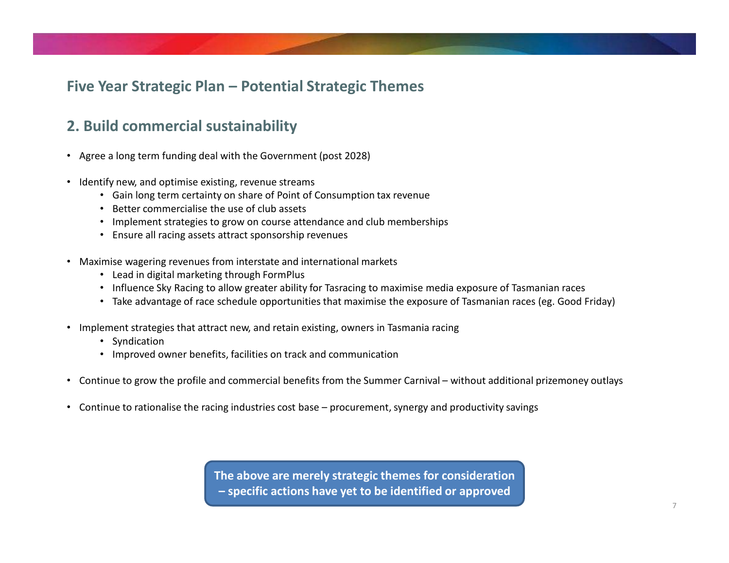## Five Year Strategic Plan – Potential Strategic Themes

### 2. Build commercial sustainability

- Agree a long term funding deal with the Government (post 2028)
- Identify new, and optimise existing, revenue streams
  - Gain long term certainty on share of Point of Consumption tax revenue
  - Better commercialise the use of club assets
  - Implement strategies to grow on course attendance and club memberships
  - Ensure all racing assets attract sponsorship revenues
- Maximise wagering revenues from interstate and international markets
  - Lead in digital marketing through FormPlus
  - Influence Sky Racing to allow greater ability for Tasracing to maximise media exposure of Tasmanian races
  - Take advantage of race schedule opportunities that maximise the exposure of Tasmanian races (eg. Good Friday)
- Implement strategies that attract new, and retain existing, owners in Tasmania racing
  - Syndication
  - Improved owner benefits, facilities on track and communication
- Continue to grow the profile and commercial benefits from the Summer Carnival – without additional prizemoney outlays
- Continue to rationalise the racing industries cost base – procurement, synergy and productivity savings

**The above are merely strategic themes for consideration – specific actions have yet to be identified or approved**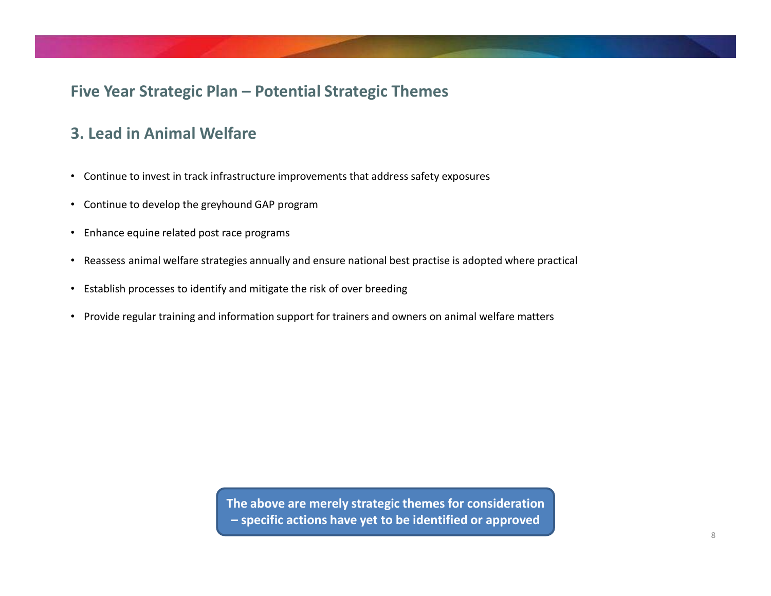## Five Year Strategic Plan – Potential Strategic Themes

### 3. Lead in Animal Welfare

- Continue to invest in track infrastructure improvements that address safety exposures
- Continue to develop the greyhound GAP program
- Enhance equine related post race programs
- Reassess animal welfare strategies annually and ensure national best practise is adopted where practical
- Establish processes to identify and mitigate the risk of over breeding
- Provide regular training and information support for trainers and owners on animal welfare matters

**The above are merely strategic themes for consideration – specific actions have yet to be identified or approved**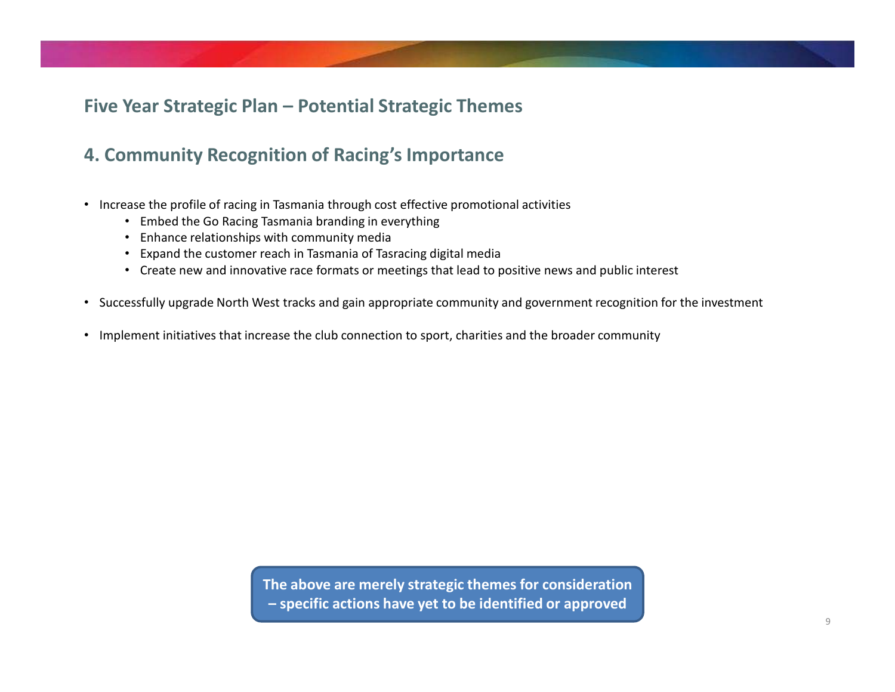## Five Year Strategic Plan – Potential Strategic Themes

## 4. Community Recognition of Racing's Importance

- Increase the profile of racing in Tasmania through cost effective promotional activities
  - Embed the Go Racing Tasmania branding in everything
  - Enhance relationships with community media
  - Expand the customer reach in Tasmania of Tasracing digital media
  - Create new and innovative race formats or meetings that lead to positive news and public interest
- Successfully upgrade North West tracks and gain appropriate community and government recognition for the investment
- Implement initiatives that increase the club connection to sport, charities and the broader community

**The above are merely strategic themes for consideration – specific actions have yet to be identified or approved**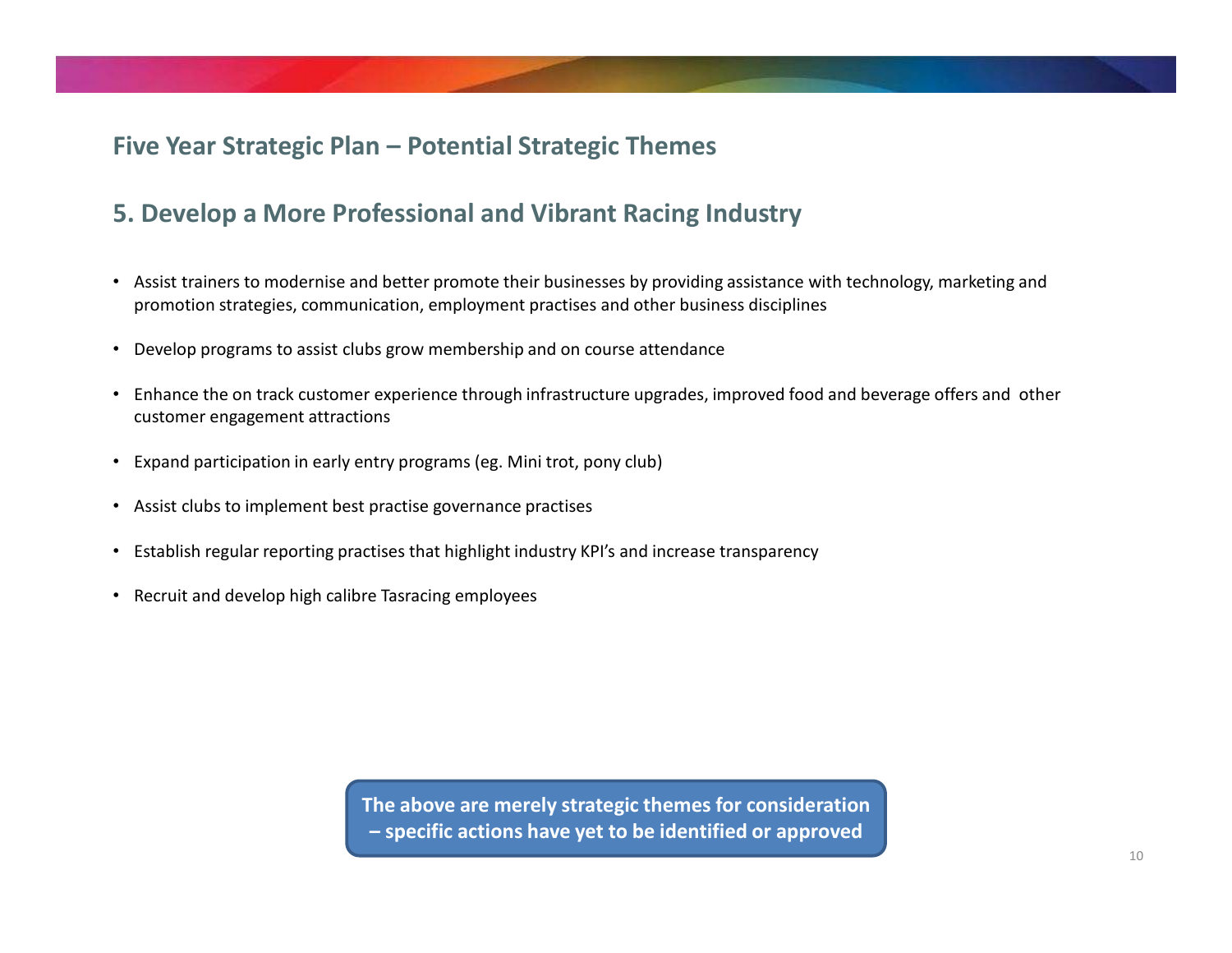## Five Year Strategic Plan – Potential Strategic Themes

## 5. Develop a More Professional and Vibrant Racing Industry

- Assist trainers to modernise and better promote their businesses by providing assistance with technology, marketing and promotion strategies, communication, employment practises and other business disciplines
- Develop programs to assist clubs grow membership and on course attendance
- Enhance the on track customer experience through infrastructure upgrades, improved food and beverage offers and other customer engagement attractions
- Expand participation in early entry programs (eg. Mini trot, pony club)
- Assist clubs to implement best practise governance practises
- Establish regular reporting practises that highlight industry KPI's and increase transparency
- Recruit and develop high calibre Tasracing employees

**The above are merely strategic themes for consideration – specific actions have yet to be identified or approved**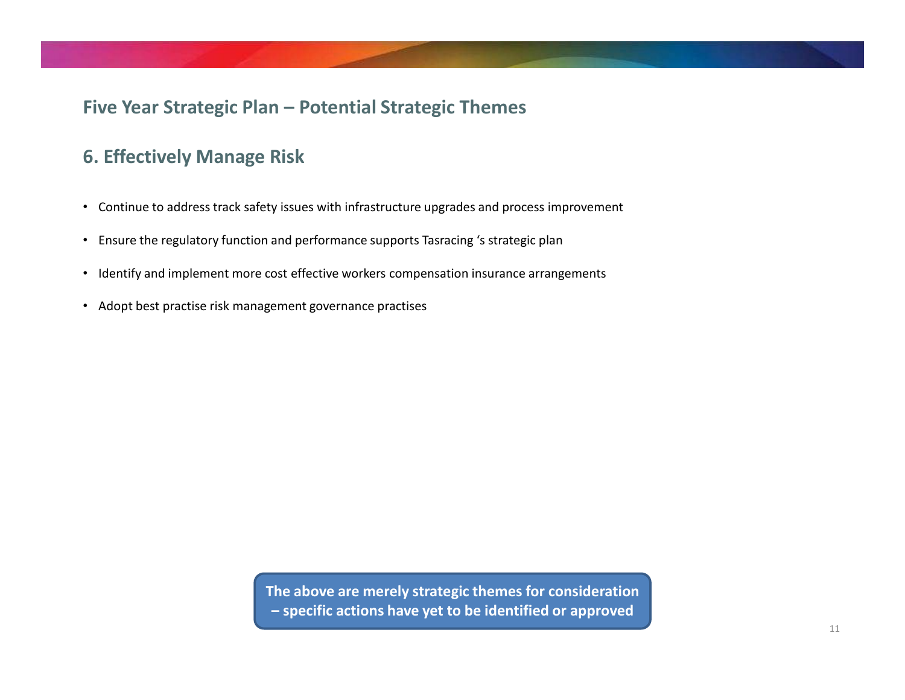## Five Year Strategic Plan – Potential Strategic Themes

### 6. Effectively Manage Risk

- Continue to address track safety issues with infrastructure upgrades and process improvement
- Ensure the regulatory function and performance supports Tasracing 's strategic plan
- Identify and implement more cost effective workers compensation insurance arrangements
- Adopt best practise risk management governance practises

**The above are merely strategic themes for consideration – specific actions have yet to be identified or approved**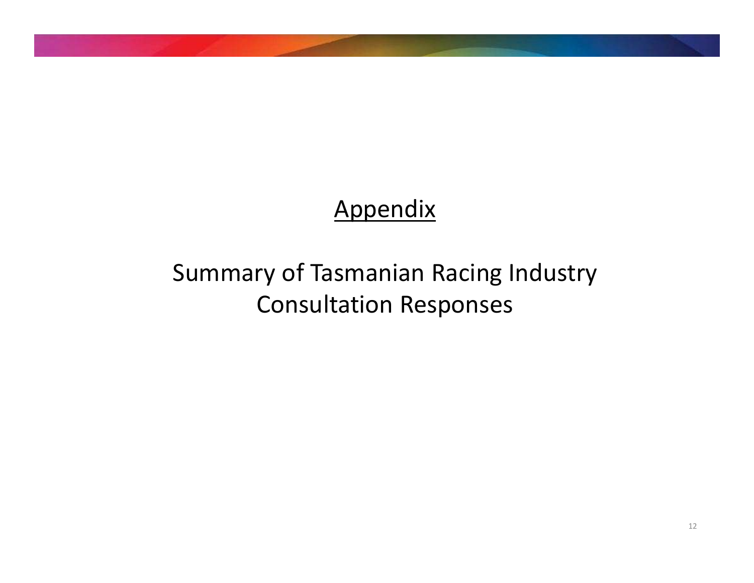# Appendix

## Summary of Tasmanian Racing Industry Consultation Responses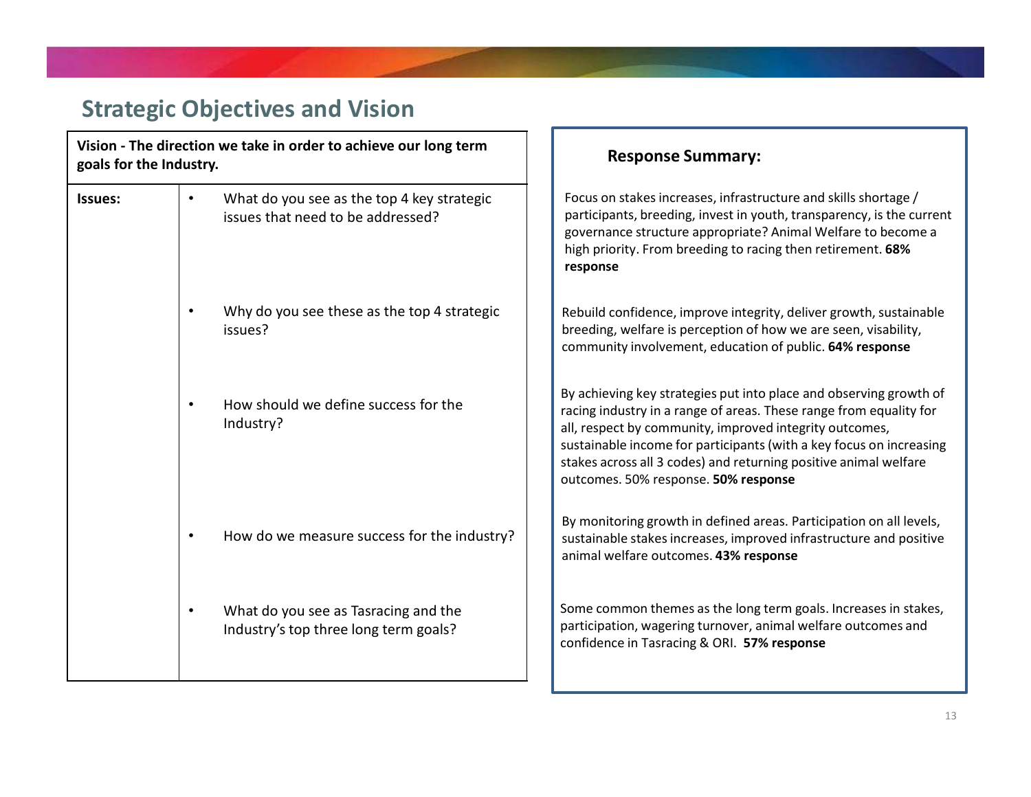## Strategic Objectives and Vision

| **Vision - The direction we take in order to achieve our long term goals for the Industry.** | | **Response Summary:** |
|---|---|---|
| **Issues:** | • What do you see as the top 4 key strategic issues that need to be addressed? | Focus on stakes increases, infrastructure and skills shortage / participants, breeding, invest in youth, transparency, is the current governance structure appropriate? Animal Welfare to become a high priority. From breeding to racing then retirement. **68% response** |
| | • Why do you see these as the top 4 strategic issues? | Rebuild confidence, improve integrity, deliver growth, sustainable breeding, welfare is perception of how we are seen, visability, community involvement, education of public. **64% response** |
| | • How should we define success for the Industry? | By achieving key strategies put into place and observing growth of racing industry in a range of areas. These range from equality for all, respect by community, improved integrity outcomes, sustainable income for participants (with a key focus on increasing stakes across all 3 codes) and returning positive animal welfare outcomes. 50% response. **50% response** |
| | • How do we measure success for the industry? | By monitoring growth in defined areas. Participation on all levels, sustainable stakes increases, improved infrastructure and positive animal welfare outcomes. **43% response** |
| | • What do you see as Tasracing and the Industry's top three long term goals? | Some common themes as the long term goals. Increases in stakes, participation, wagering turnover, animal welfare outcomes and confidence in Tasracing & ORI. **57% response** |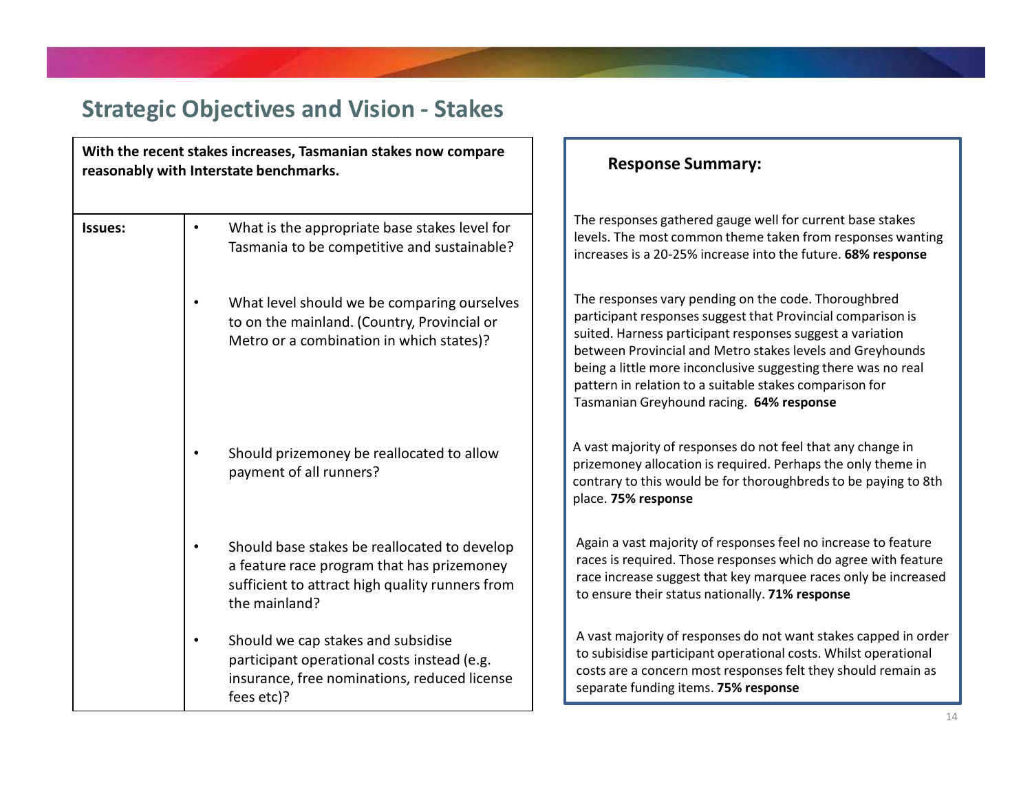# Strategic Objectives and Vision - Stakes

**With the recent stakes increases, Tasmanian stakes now compare reasonably with Interstate benchmarks.**

**Issues:**

- What is the appropriate base stakes level for Tasmania to be competitive and sustainable?
- What level should we be comparing ourselves to on the mainland. (Country, Provincial or Metro or a combination in which states)?
- Should prizemoney be reallocated to allow payment of all runners?
- Should base stakes be reallocated to develop a feature race program that has prizemoney sufficient to attract high quality runners from the mainland?
- Should we cap stakes and subsidise participant operational costs instead (e.g. insurance, free nominations, reduced license fees etc)?

**Response Summary:**

The responses gathered gauge well for current base stakes levels. The most common theme taken from responses wanting increases is a 20-25% increase into the future. **68% response**

The responses vary pending on the code. Thoroughbred participant responses suggest that Provincial comparison is suited. Harness participant responses suggest a variation between Provincial and Metro stakes levels and Greyhounds being a little more inconclusive suggesting there was no real pattern in relation to a suitable stakes comparison for Tasmanian Greyhound racing. **64% response**

A vast majority of responses do not feel that any change in prizemoney allocation is required. Perhaps the only theme in contrary to this would be for thoroughbreds to be paying to 8th place. **75% response**

Again a vast majority of responses feel no increase to feature races is required. Those responses which do agree with feature race increase suggest that key marquee races only be increased to ensure their status nationally. **71% response**

A vast majority of responses do not want stakes capped in order to subisidise participant operational costs. Whilst operational costs are a concern most responses felt they should remain as separate funding items. **75% response**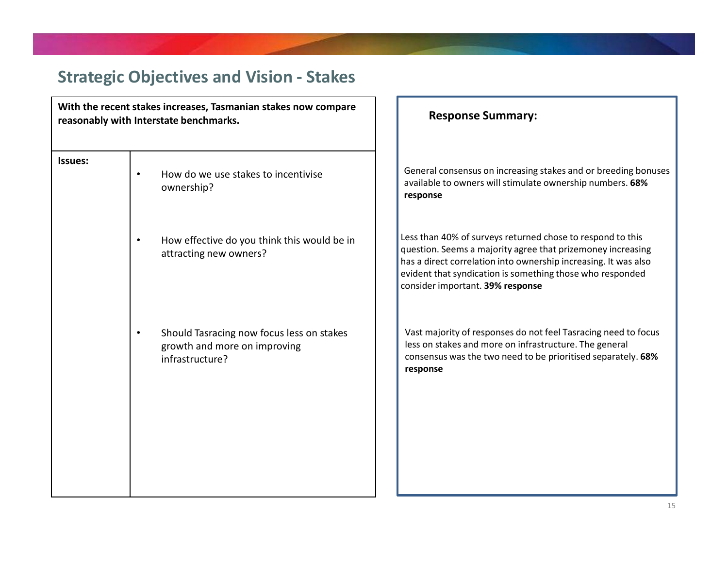## Strategic Objectives and Vision - Stakes

| **With the recent stakes increases, Tasmanian stakes now compare reasonably with Interstate benchmarks.** | | **Response Summary:** |
|---|---|---|
| **Issues:** | • How do we use stakes to incentivise ownership? | General consensus on increasing stakes and or breeding bonuses available to owners will stimulate ownership numbers. **68% response** |
| | • How effective do you think this would be in attracting new owners? | Less than 40% of surveys returned chose to respond to this question. Seems a majority agree that prizemoney increasing has a direct correlation into ownership increasing. It was also evident that syndication is something those who responded consider important. **39% response** |
| | • Should Tasracing now focus less on stakes growth and more on improving infrastructure? | Vast majority of responses do not feel Tasracing need to focus less on stakes and more on infrastructure. The general consensus was the two need to be prioritised separately. **68% response** |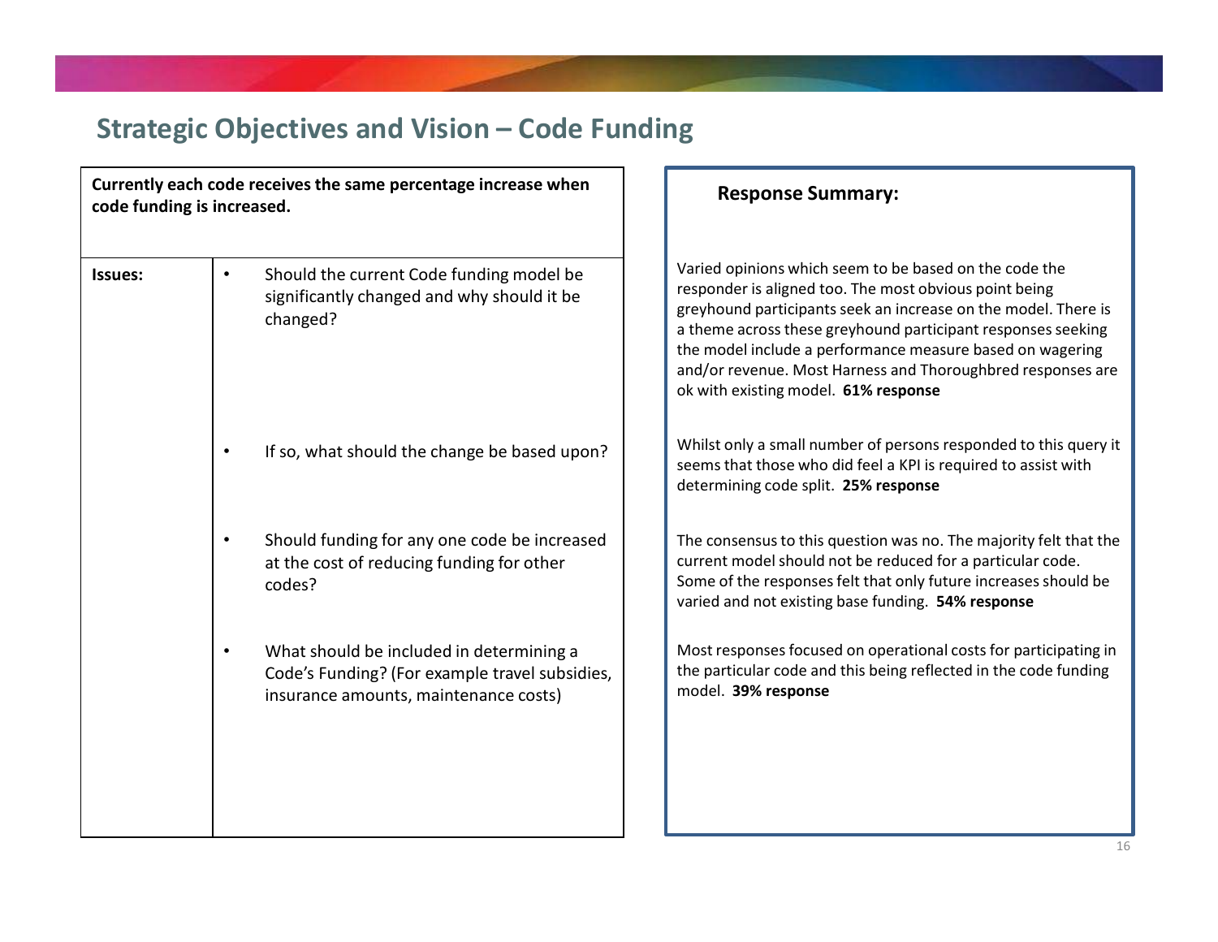## Strategic Objectives and Vision – Code Funding

**Currently each code receives the same percentage increase when code funding is increased.**

| Issues: | | Response Summary: |
|---|---|---|
| | • Should the current Code funding model be significantly changed and why should it be changed? | Varied opinions which seem to be based on the code the responder is aligned too. The most obvious point being greyhound participants seek an increase on the model. There is a theme across these greyhound participant responses seeking the model include a performance measure based on wagering and/or revenue. Most Harness and Thoroughbred responses are ok with existing model. **61% response** |
| | • If so, what should the change be based upon? | Whilst only a small number of persons responded to this query it seems that those who did feel a KPI is required to assist with determining code split. **25% response** |
| | • Should funding for any one code be increased at the cost of reducing funding for other codes? | The consensus to this question was no. The majority felt that the current model should not be reduced for a particular code. Some of the responses felt that only future increases should be varied and not existing base funding. **54% response** |
| | • What should be included in determining a Code's Funding? (For example travel subsidies, insurance amounts, maintenance costs) | Most responses focused on operational costs for participating in the particular code and this being reflected in the code funding model. **39% response** |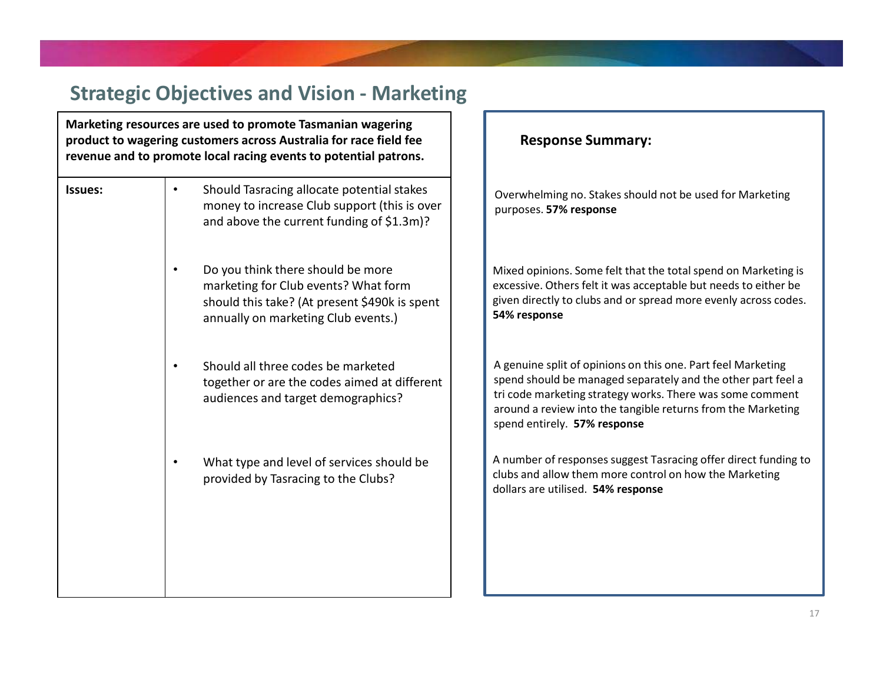## Strategic Objectives and Vision - Marketing

**Marketing resources are used to promote Tasmanian wagering product to wagering customers across Australia for race field fee revenue and to promote local racing events to potential patrons.**

| Issues: | Response Summary: |
|---|---|
| Should Tasracing allocate potential stakes money to increase Club support (this is over and above the current funding of $1.3m)? | Overwhelming no. Stakes should not be used for Marketing purposes. **57% response** |
| Do you think there should be more marketing for Club events? What form should this take? (At present $490k is spent annually on marketing Club events.) | Mixed opinions. Some felt that the total spend on Marketing is excessive. Others felt it was acceptable but needs to either be given directly to clubs and or spread more evenly across codes. **54% response** |
| Should all three codes be marketed together or are the codes aimed at different audiences and target demographics? | A genuine split of opinions on this one. Part feel Marketing spend should be managed separately and the other part feel a tri code marketing strategy works. There was some comment around a review into the tangible returns from the Marketing spend entirely. **57% response** |
| What type and level of services should be provided by Tasracing to the Clubs? | A number of responses suggest Tasracing offer direct funding to clubs and allow them more control on how the Marketing dollars are utilised. **54% response** |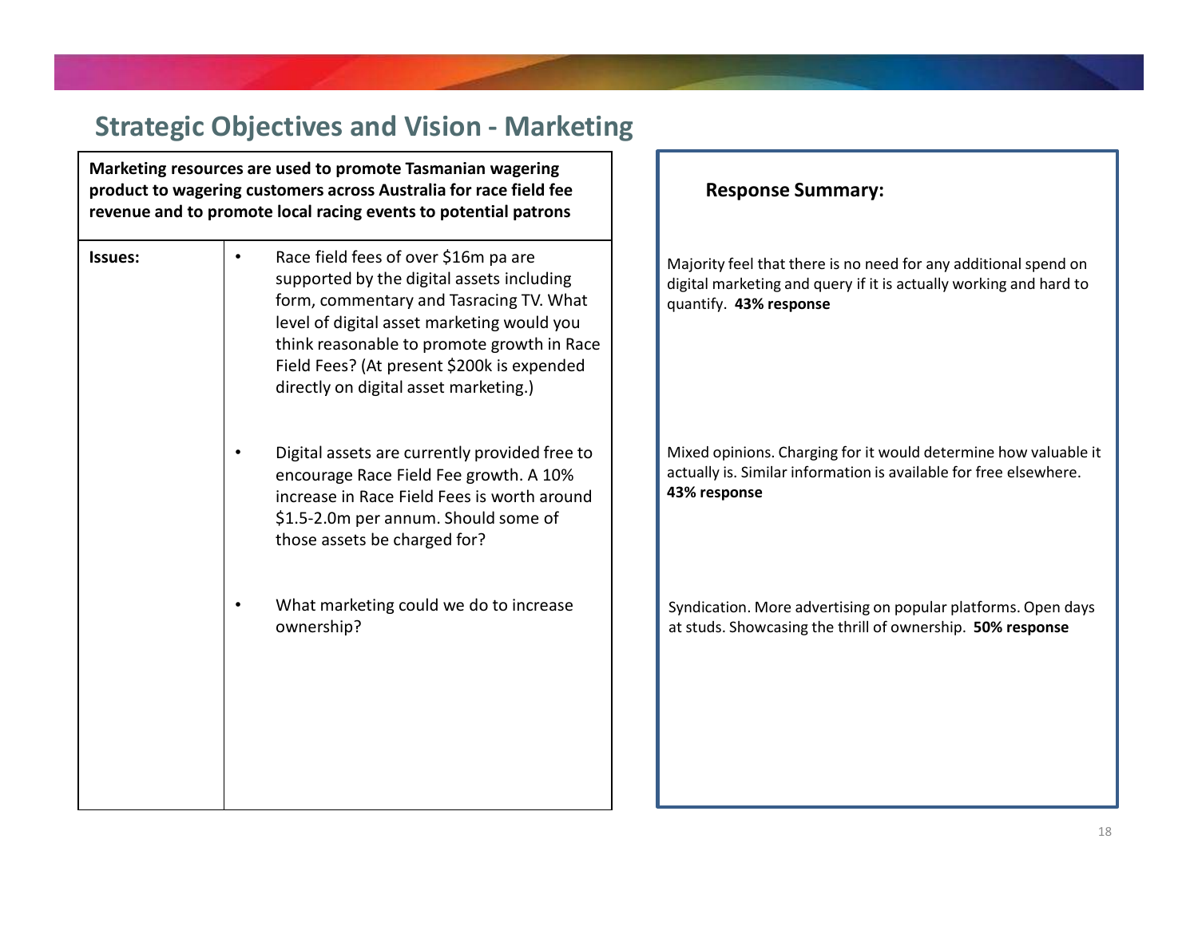## Strategic Objectives and Vision - Marketing

**Marketing resources are used to promote Tasmanian wagering product to wagering customers across Australia for race field fee revenue and to promote local racing events to potential patrons**

| Issues: | | Response Summary: |
|---|---|---|
| | • Race field fees of over \$16m pa are supported by the digital assets including form, commentary and Tasracing TV. What level of digital asset marketing would you think reasonable to promote growth in Race Field Fees? (At present \$200k is expended directly on digital asset marketing.) | Majority feel that there is no need for any additional spend on digital marketing and query if it is actually working and hard to quantify. **43% response** |
| | • Digital assets are currently provided free to encourage Race Field Fee growth. A 10% increase in Race Field Fees is worth around \$1.5-2.0m per annum. Should some of those assets be charged for? | Mixed opinions. Charging for it would determine how valuable it actually is. Similar information is available for free elsewhere. **43% response** |
| | • What marketing could we do to increase ownership? | Syndication. More advertising on popular platforms. Open days at studs. Showcasing the thrill of ownership. **50% response** |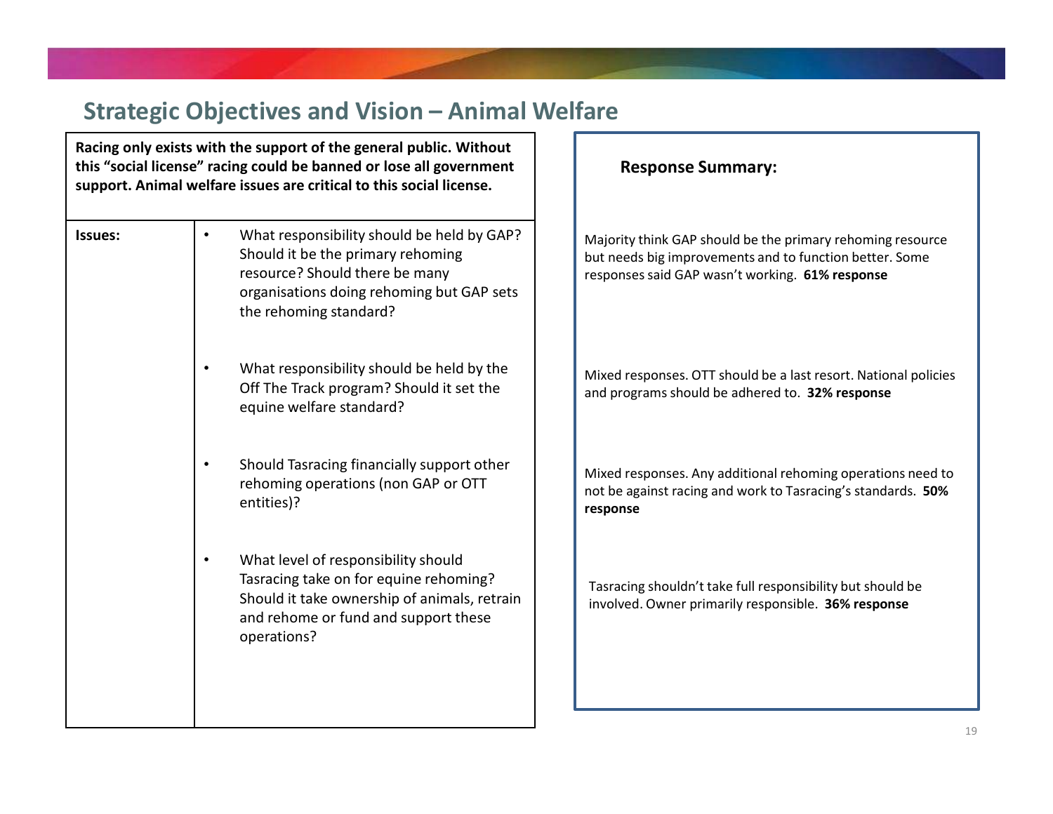## Strategic Objectives and Vision – Animal Welfare

**Racing only exists with the support of the general public. Without this "social license" racing could be banned or lose all government support. Animal welfare issues are critical to this social license.**

| Issues: | | Response Summary: |
|---|---|---|
| | What responsibility should be held by GAP? Should it be the primary rehoming resource? Should there be many organisations doing rehoming but GAP sets the rehoming standard? | Majority think GAP should be the primary rehoming resource but needs big improvements and to function better. Some responses said GAP wasn't working. **61% response** |
| | What responsibility should be held by the Off The Track program? Should it set the equine welfare standard? | Mixed responses. OTT should be a last resort. National policies and programs should be adhered to. **32% response** |
| | Should Tasracing financially support other rehoming operations (non GAP or OTT entities)? | Mixed responses. Any additional rehoming operations need to not be against racing and work to Tasracing's standards. **50% response** |
| | What level of responsibility should Tasracing take on for equine rehoming? Should it take ownership of animals, retrain and rehome or fund and support these operations? | Tasracing shouldn't take full responsibility but should be involved. Owner primarily responsible. **36% response** |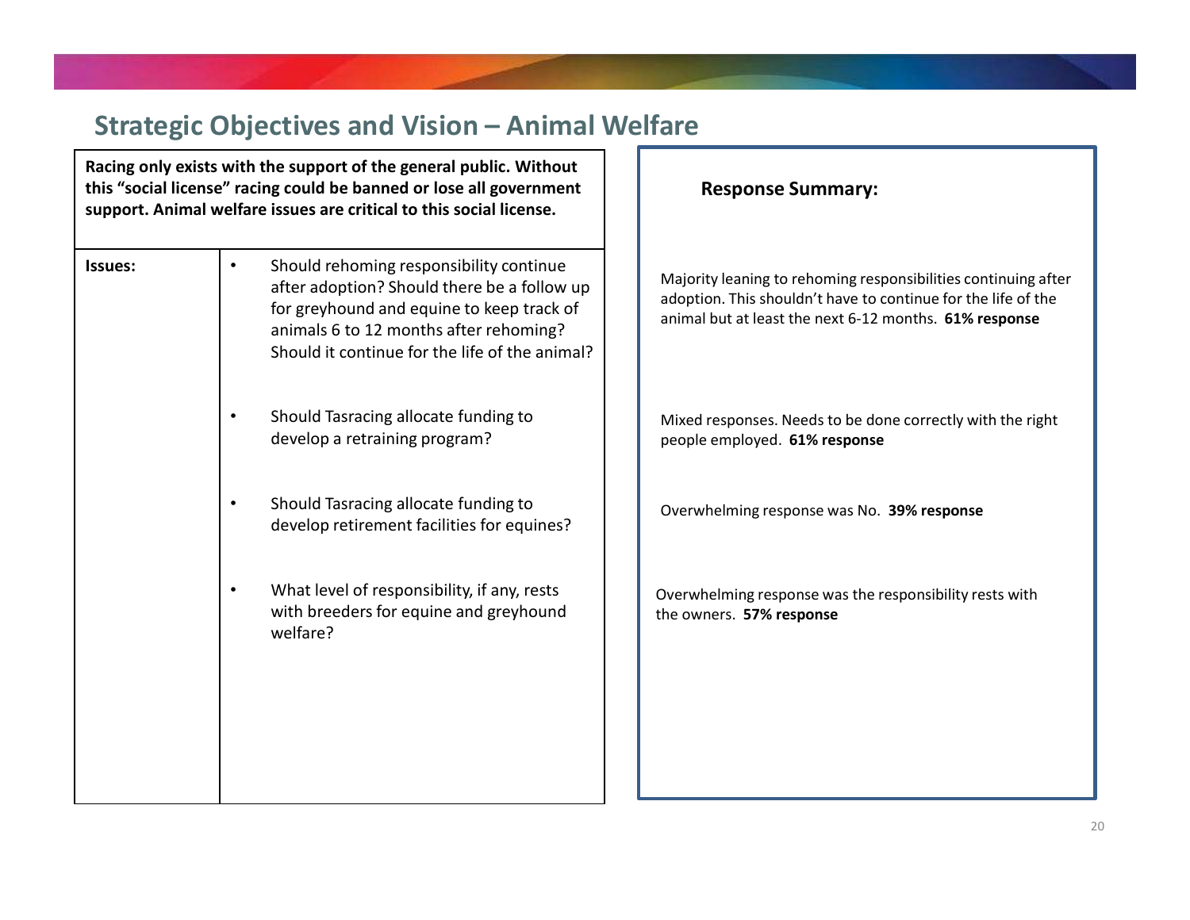## Strategic Objectives and Vision – Animal Welfare

**Racing only exists with the support of the general public. Without this "social license" racing could be banned or lose all government support. Animal welfare issues are critical to this social license.**

| Issues: | | Response Summary: |
|---|---|---|
| | • Should rehoming responsibility continue after adoption? Should there be a follow up for greyhound and equine to keep track of animals 6 to 12 months after rehoming? Should it continue for the life of the animal? | Majority leaning to rehoming responsibilities continuing after adoption. This shouldn't have to continue for the life of the animal but at least the next 6-12 months. **61% response** |
| | • Should Tasracing allocate funding to develop a retraining program? | Mixed responses. Needs to be done correctly with the right people employed. **61% response** |
| | • Should Tasracing allocate funding to develop retirement facilities for equines? | Overwhelming response was No. **39% response** |
| | • What level of responsibility, if any, rests with breeders for equine and greyhound welfare? | Overwhelming response was the responsibility rests with the owners. **57% response** |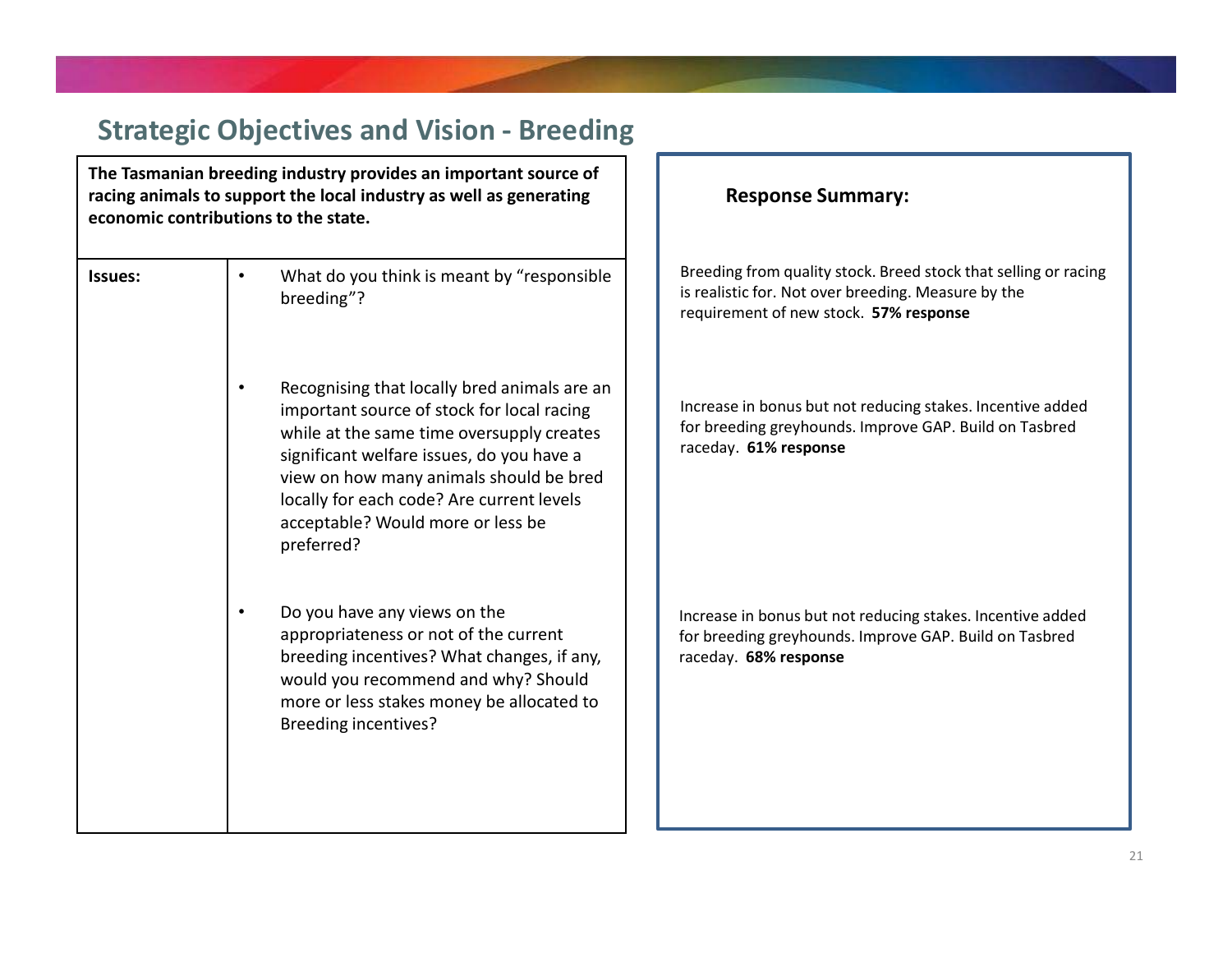## Strategic Objectives and Vision - Breeding

| **The Tasmanian breeding industry provides an important source of racing animals to support the local industry as well as generating economic contributions to the state.** | | **Response Summary:** |
|---|---|---|
| **Issues:** | • What do you think is meant by "responsible breeding"? | Breeding from quality stock. Breed stock that selling or racing is realistic for. Not over breeding. Measure by the requirement of new stock. **57% response** |
| | • Recognising that locally bred animals are an important source of stock for local racing while at the same time oversupply creates significant welfare issues, do you have a view on how many animals should be bred locally for each code? Are current levels acceptable? Would more or less be preferred? | Increase in bonus but not reducing stakes. Incentive added for breeding greyhounds. Improve GAP. Build on Tasbred raceday. **61% response** |
| | • Do you have any views on the appropriateness or not of the current breeding incentives? What changes, if any, would you recommend and why? Should more or less stakes money be allocated to Breeding incentives? | Increase in bonus but not reducing stakes. Incentive added for breeding greyhounds. Improve GAP. Build on Tasbred raceday. **68% response** |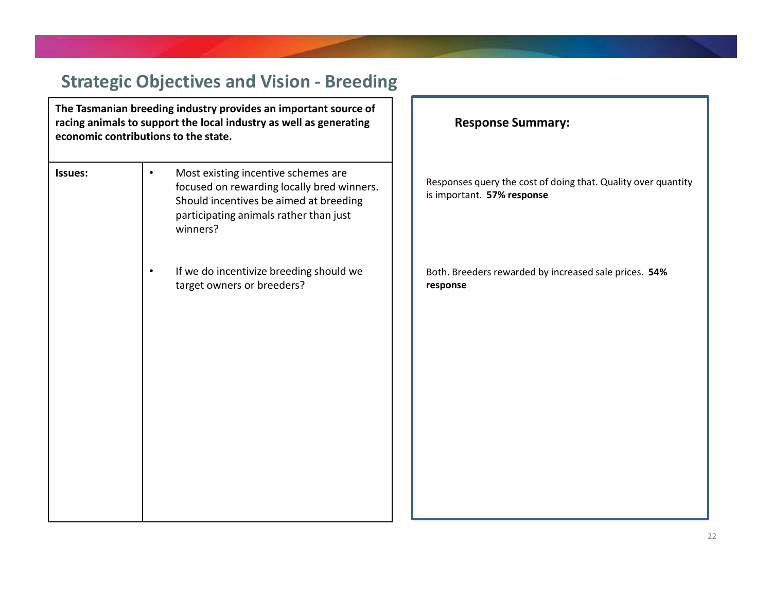## Strategic Objectives and Vision - Breeding

**The Tasmanian breeding industry provides an important source of racing animals to support the local industry as well as generating economic contributions to the state.**

| | |
|---|---|
| **Issues:** | • Most existing incentive schemes are focused on rewarding locally bred winners. Should incentives be aimed at breeding participating animals rather than just winners? |
| | • If we do incentivize breeding should we target owners or breeders? |

**Response Summary:**

Responses query the cost of doing that. Quality over quantity is important. **57% response**

Both. Breeders rewarded by increased sale prices. **54% response**